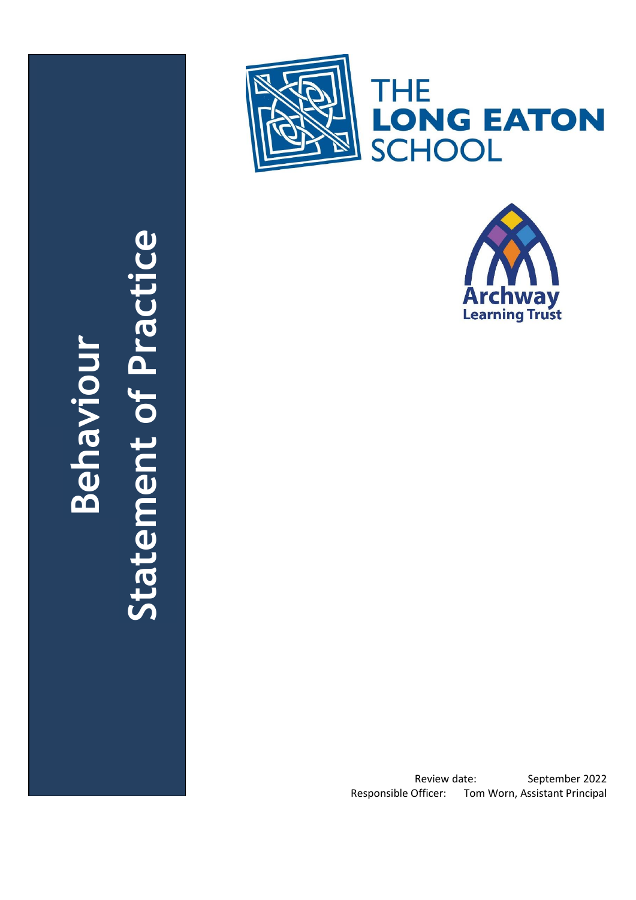# Behaviour Statement of Practice

THE LONG EATON SCHOOL

Archway Learning Trust

Review date: September 2022

Responsible Officer: Tom Worn, Assistant Principal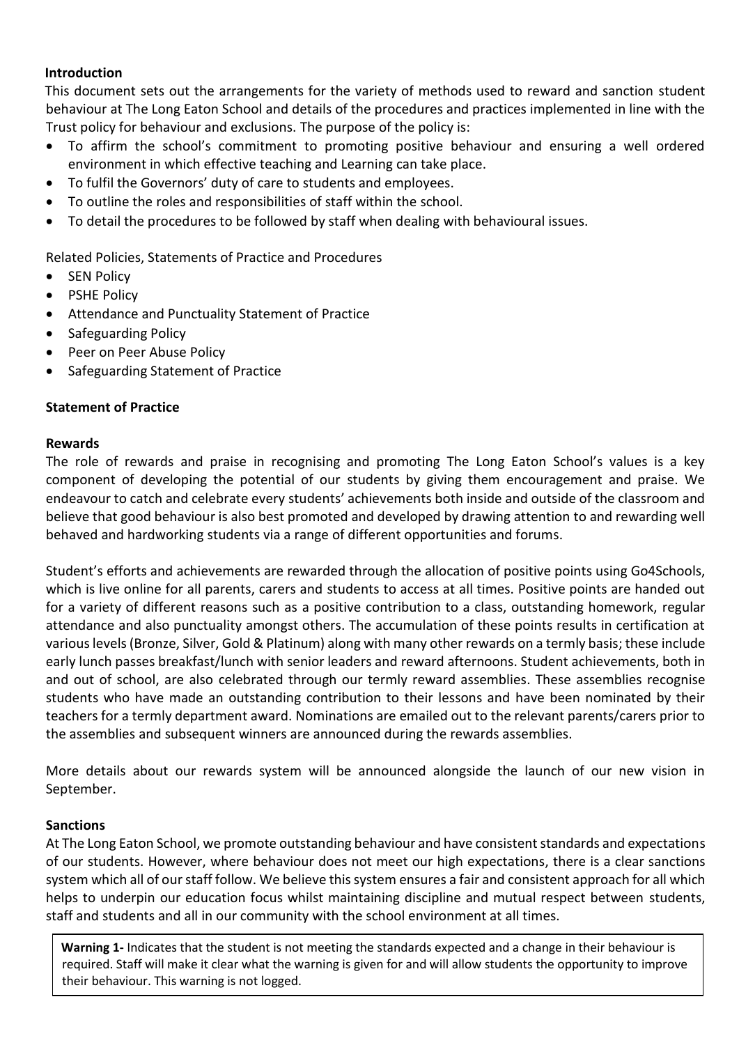**Introduction**

This document sets out the arrangements for the variety of methods used to reward and sanction student behaviour at The Long Eaton School and details of the procedures and practices implemented in line with the Trust policy for behaviour and exclusions. The purpose of the policy is:

- To affirm the school's commitment to promoting positive behaviour and ensuring a well ordered environment in which effective teaching and Learning can take place.
- To fulfil the Governors' duty of care to students and employees.
- To outline the roles and responsibilities of staff within the school.
- To detail the procedures to be followed by staff when dealing with behavioural issues.

Related Policies, Statements of Practice and Procedures

- SEN Policy
- PSHE Policy
- Attendance and Punctuality Statement of Practice
- Safeguarding Policy
- Peer on Peer Abuse Policy
- Safeguarding Statement of Practice

**Statement of Practice**

**Rewards**

The role of rewards and praise in recognising and promoting The Long Eaton School's values is a key component of developing the potential of our students by giving them encouragement and praise. We endeavour to catch and celebrate every students' achievements both inside and outside of the classroom and believe that good behaviour is also best promoted and developed by drawing attention to and rewarding well behaved and hardworking students via a range of different opportunities and forums.

Student's efforts and achievements are rewarded through the allocation of positive points using Go4Schools, which is live online for all parents, carers and students to access at all times. Positive points are handed out for a variety of different reasons such as a positive contribution to a class, outstanding homework, regular attendance and also punctuality amongst others. The accumulation of these points results in certification at various levels (Bronze, Silver, Gold & Platinum) along with many other rewards on a termly basis; these include early lunch passes breakfast/lunch with senior leaders and reward afternoons. Student achievements, both in and out of school, are also celebrated through our termly reward assemblies. These assemblies recognise students who have made an outstanding contribution to their lessons and have been nominated by their teachers for a termly department award. Nominations are emailed out to the relevant parents/carers prior to the assemblies and subsequent winners are announced during the rewards assemblies.

More details about our rewards system will be announced alongside the launch of our new vision in September.

**Sanctions**

At The Long Eaton School, we promote outstanding behaviour and have consistent standards and expectations of our students. However, where behaviour does not meet our high expectations, there is a clear sanctions system which all of our staff follow. We believe this system ensures a fair and consistent approach for all which helps to underpin our education focus whilst maintaining discipline and mutual respect between students, staff and students and all in our community with the school environment at all times.

**Warning 1-** Indicates that the student is not meeting the standards expected and a change in their behaviour is required. Staff will make it clear what the warning is given for and will allow students the opportunity to improve their behaviour. This warning is not logged.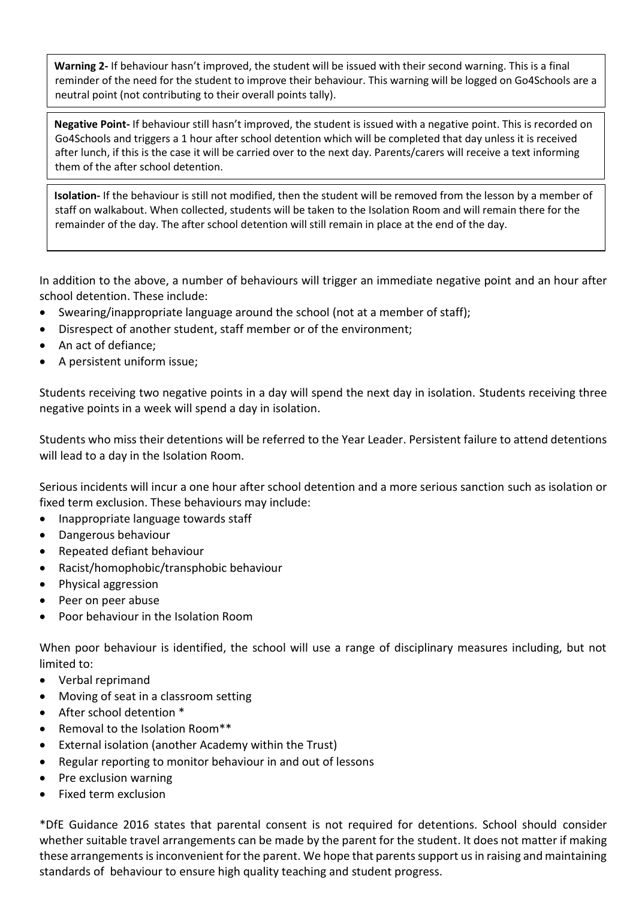**Warning 2-** If behaviour hasn't improved, the student will be issued with their second warning. This is a final reminder of the need for the student to improve their behaviour. This warning will be logged on Go4Schools are a neutral point (not contributing to their overall points tally).

**Negative Point-** If behaviour still hasn't improved, the student is issued with a negative point. This is recorded on Go4Schools and triggers a 1 hour after school detention which will be completed that day unless it is received after lunch, if this is the case it will be carried over to the next day. Parents/carers will receive a text informing them of the after school detention.

**Isolation-** If the behaviour is still not modified, then the student will be removed from the lesson by a member of staff on walkabout. When collected, students will be taken to the Isolation Room and will remain there for the remainder of the day. The after school detention will still remain in place at the end of the day.

In addition to the above, a number of behaviours will trigger an immediate negative point and an hour after school detention. These include:

- Swearing/inappropriate language around the school (not at a member of staff);
- Disrespect of another student, staff member or of the environment;
- An act of defiance;
- A persistent uniform issue;

Students receiving two negative points in a day will spend the next day in isolation. Students receiving three negative points in a week will spend a day in isolation.

Students who miss their detentions will be referred to the Year Leader. Persistent failure to attend detentions will lead to a day in the Isolation Room.

Serious incidents will incur a one hour after school detention and a more serious sanction such as isolation or fixed term exclusion. These behaviours may include:

- Inappropriate language towards staff
- Dangerous behaviour
- Repeated defiant behaviour
- Racist/homophobic/transphobic behaviour
- Physical aggression
- Peer on peer abuse
- Poor behaviour in the Isolation Room

When poor behaviour is identified, the school will use a range of disciplinary measures including, but not limited to:

- Verbal reprimand
- Moving of seat in a classroom setting
- After school detention *
- Removal to the Isolation Room**
- External isolation (another Academy within the Trust)
- Regular reporting to monitor behaviour in and out of lessons
- Pre exclusion warning
- Fixed term exclusion

*DfE Guidance 2016 states that parental consent is not required for detentions. School should consider whether suitable travel arrangements can be made by the parent for the student. It does not matter if making these arrangements is inconvenient for the parent. We hope that parents support us in raising and maintaining standards of behaviour to ensure high quality teaching and student progress.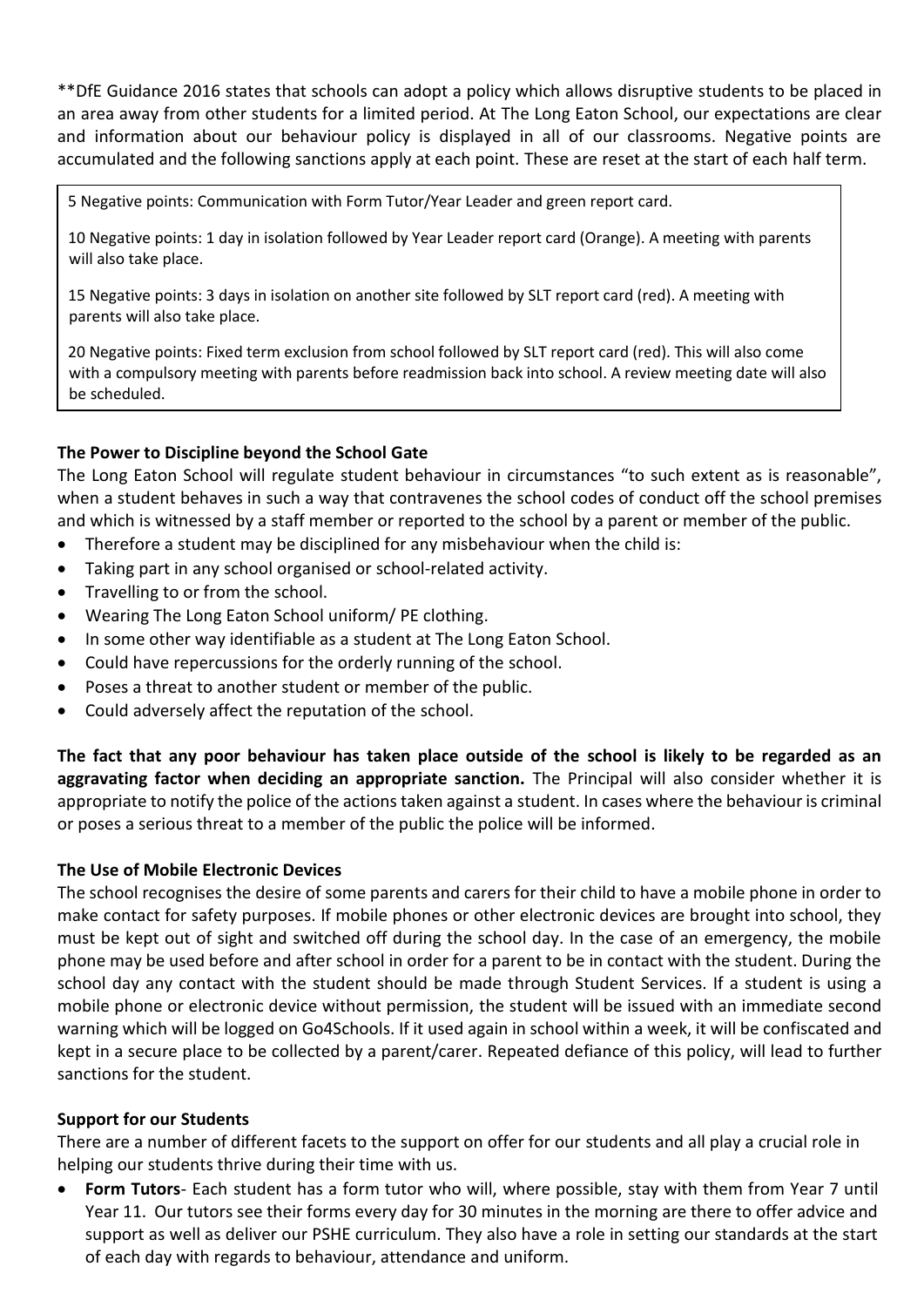**DfE Guidance 2016 states that schools can adopt a policy which allows disruptive students to be placed in an area away from other students for a limited period. At The Long Eaton School, our expectations are clear and information about our behaviour policy is displayed in all of our classrooms. Negative points are accumulated and the following sanctions apply at each point. These are reset at the start of each half term.

5 Negative points: Communication with Form Tutor/Year Leader and green report card.

10 Negative points: 1 day in isolation followed by Year Leader report card (Orange). A meeting with parents will also take place.

15 Negative points: 3 days in isolation on another site followed by SLT report card (red). A meeting with parents will also take place.

20 Negative points: Fixed term exclusion from school followed by SLT report card (red). This will also come with a compulsory meeting with parents before readmission back into school. A review meeting date will also be scheduled.

**The Power to Discipline beyond the School Gate**

The Long Eaton School will regulate student behaviour in circumstances "to such extent as is reasonable", when a student behaves in such a way that contravenes the school codes of conduct off the school premises and which is witnessed by a staff member or reported to the school by a parent or member of the public.

- Therefore a student may be disciplined for any misbehaviour when the child is:
- Taking part in any school organised or school-related activity.
- Travelling to or from the school.
- Wearing The Long Eaton School uniform/ PE clothing.
- In some other way identifiable as a student at The Long Eaton School.
- Could have repercussions for the orderly running of the school.
- Poses a threat to another student or member of the public.
- Could adversely affect the reputation of the school.

**The fact that any poor behaviour has taken place outside of the school is likely to be regarded as an aggravating factor when deciding an appropriate sanction.** The Principal will also consider whether it is appropriate to notify the police of the actions taken against a student. In cases where the behaviour is criminal or poses a serious threat to a member of the public the police will be informed.

**The Use of Mobile Electronic Devices**

The school recognises the desire of some parents and carers for their child to have a mobile phone in order to make contact for safety purposes. If mobile phones or other electronic devices are brought into school, they must be kept out of sight and switched off during the school day. In the case of an emergency, the mobile phone may be used before and after school in order for a parent to be in contact with the student. During the school day any contact with the student should be made through Student Services. If a student is using a mobile phone or electronic device without permission, the student will be issued with an immediate second warning which will be logged on Go4Schools. If it used again in school within a week, it will be confiscated and kept in a secure place to be collected by a parent/carer. Repeated defiance of this policy, will lead to further sanctions for the student.

**Support for our Students**

There are a number of different facets to the support on offer for our students and all play a crucial role in helping our students thrive during their time with us.

- **Form Tutors**- Each student has a form tutor who will, where possible, stay with them from Year 7 until Year 11. Our tutors see their forms every day for 30 minutes in the morning are there to offer advice and support as well as deliver our PSHE curriculum. They also have a role in setting our standards at the start of each day with regards to behaviour, attendance and uniform.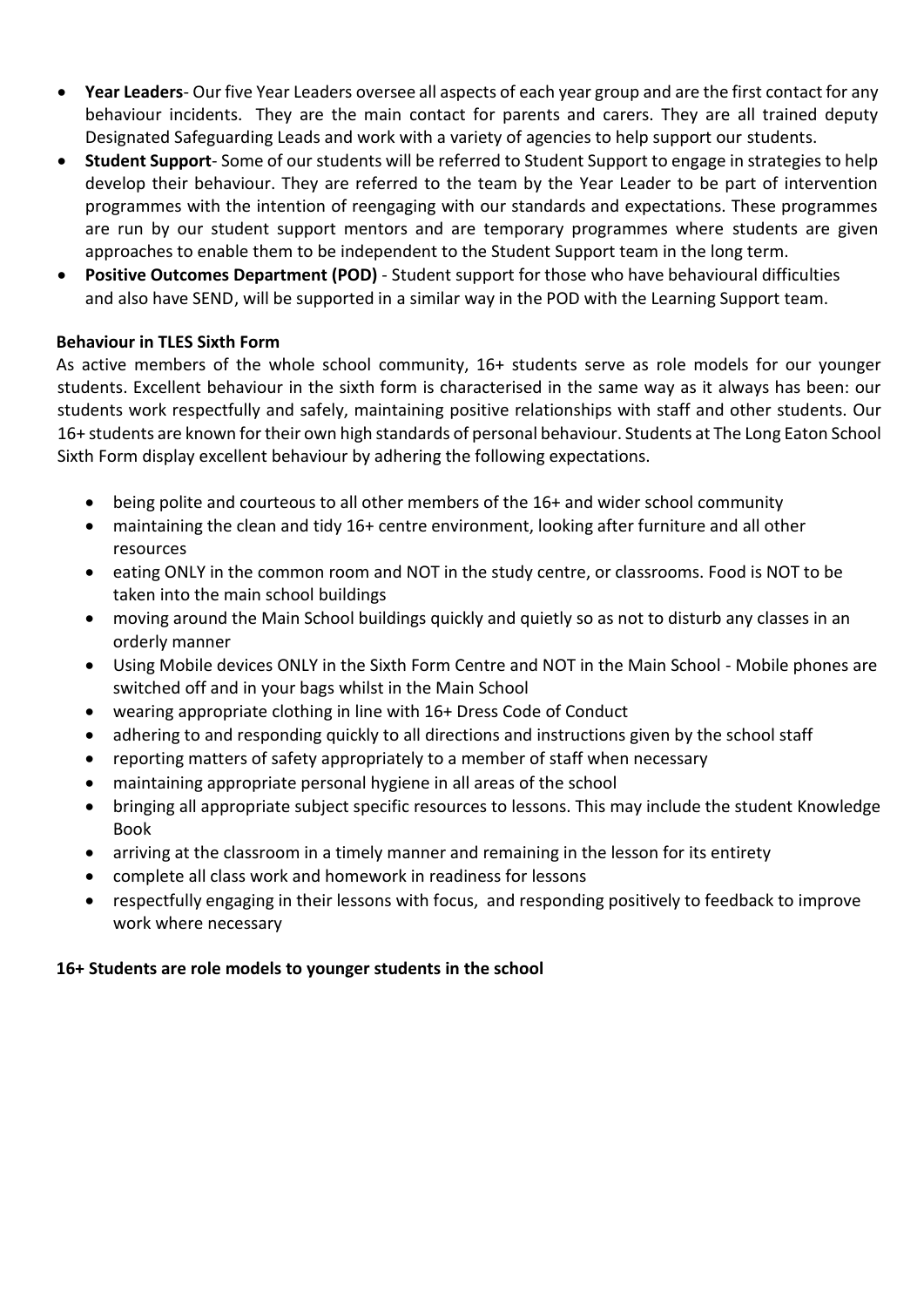- **Year Leaders**- Our five Year Leaders oversee all aspects of each year group and are the first contact for any behaviour incidents. They are the main contact for parents and carers. They are all trained deputy Designated Safeguarding Leads and work with a variety of agencies to help support our students.
- **Student Support**- Some of our students will be referred to Student Support to engage in strategies to help develop their behaviour. They are referred to the team by the Year Leader to be part of intervention programmes with the intention of reengaging with our standards and expectations. These programmes are run by our student support mentors and are temporary programmes where students are given approaches to enable them to be independent to the Student Support team in the long term.
- **Positive Outcomes Department (POD)** - Student support for those who have behavioural difficulties and also have SEND, will be supported in a similar way in the POD with the Learning Support team.

**Behaviour in TLES Sixth Form**

As active members of the whole school community, 16+ students serve as role models for our younger students. Excellent behaviour in the sixth form is characterised in the same way as it always has been: our students work respectfully and safely, maintaining positive relationships with staff and other students. Our 16+ students are known for their own high standards of personal behaviour. Students at The Long Eaton School Sixth Form display excellent behaviour by adhering the following expectations.

- being polite and courteous to all other members of the 16+ and wider school community
- maintaining the clean and tidy 16+ centre environment, looking after furniture and all other resources
- eating ONLY in the common room and NOT in the study centre, or classrooms. Food is NOT to be taken into the main school buildings
- moving around the Main School buildings quickly and quietly so as not to disturb any classes in an orderly manner
- Using Mobile devices ONLY in the Sixth Form Centre and NOT in the Main School - Mobile phones are switched off and in your bags whilst in the Main School
- wearing appropriate clothing in line with 16+ Dress Code of Conduct
- adhering to and responding quickly to all directions and instructions given by the school staff
- reporting matters of safety appropriately to a member of staff when necessary
- maintaining appropriate personal hygiene in all areas of the school
- bringing all appropriate subject specific resources to lessons. This may include the student Knowledge Book
- arriving at the classroom in a timely manner and remaining in the lesson for its entirety
- complete all class work and homework in readiness for lessons
- respectfully engaging in their lessons with focus, and responding positively to feedback to improve work where necessary

**16+ Students are role models to younger students in the school**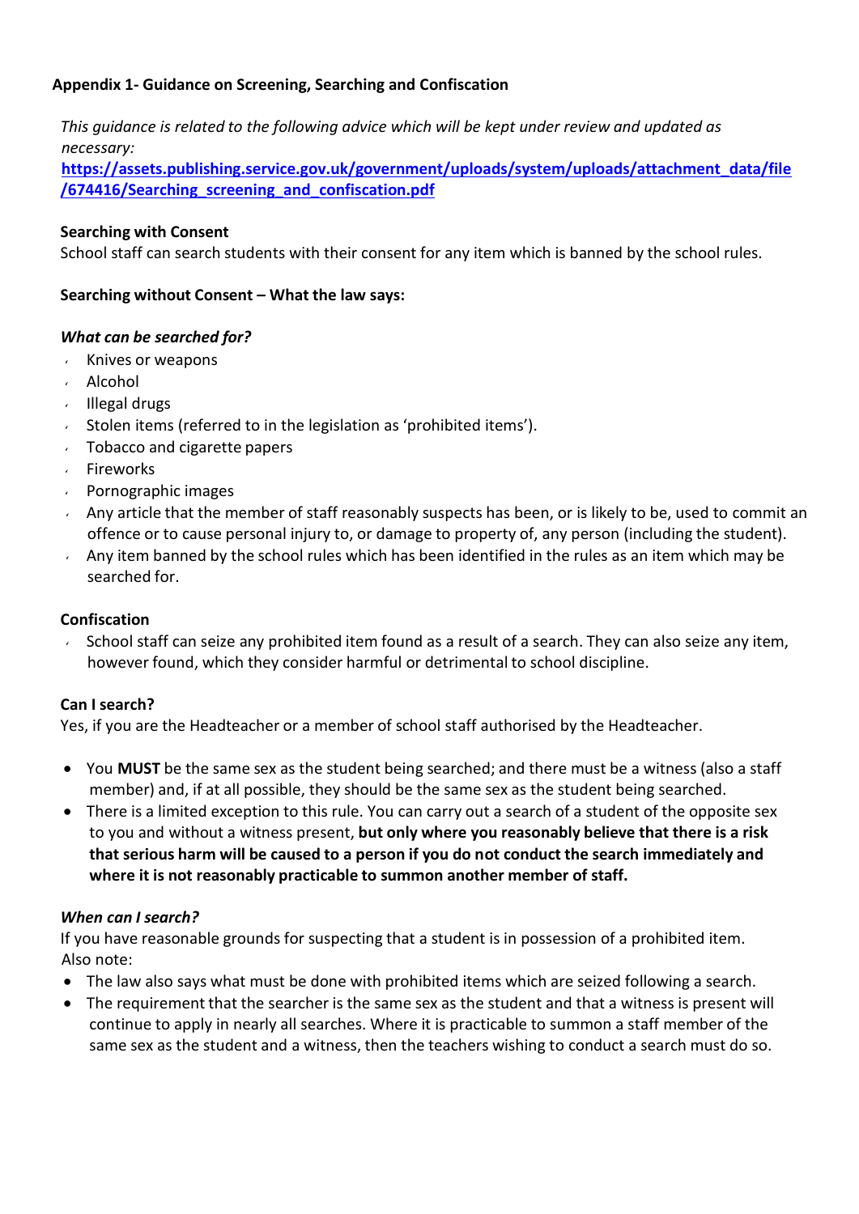## Appendix 1- Guidance on Screening, Searching and Confiscation

*This guidance is related to the following advice which will be kept under review and updated as necessary:*
**[https://assets.publishing.service.gov.uk/government/uploads/system/uploads/attachment_data/file/674416/Searching_screening_and_confiscation.pdf](https://assets.publishing.service.gov.uk/government/uploads/system/uploads/attachment_data/file/674416/Searching_screening_and_confiscation.pdf)**

**Searching with Consent**
School staff can search students with their consent for any item which is banned by the school rules.

**Searching without Consent – What the law says:**

***What can be searched for?***

- Knives or weapons
- Alcohol
- Illegal drugs
- Stolen items (referred to in the legislation as 'prohibited items').
- Tobacco and cigarette papers
- Fireworks
- Pornographic images
- Any article that the member of staff reasonably suspects has been, or is likely to be, used to commit an offence or to cause personal injury to, or damage to property of, any person (including the student).
- Any item banned by the school rules which has been identified in the rules as an item which may be searched for.

**Confiscation**

- School staff can seize any prohibited item found as a result of a search. They can also seize any item, however found, which they consider harmful or detrimental to school discipline.

**Can I search?**
Yes, if you are the Headteacher or a member of school staff authorised by the Headteacher.

- You **MUST** be the same sex as the student being searched; and there must be a witness (also a staff member) and, if at all possible, they should be the same sex as the student being searched.
- There is a limited exception to this rule. You can carry out a search of a student of the opposite sex to you and without a witness present, **but only where you reasonably believe that there is a risk that serious harm will be caused to a person if you do not conduct the search immediately and where it is not reasonably practicable to summon another member of staff.**

***When can I search?***
If you have reasonable grounds for suspecting that a student is in possession of a prohibited item.
Also note:

- The law also says what must be done with prohibited items which are seized following a search.
- The requirement that the searcher is the same sex as the student and that a witness is present will continue to apply in nearly all searches. Where it is practicable to summon a staff member of the same sex as the student and a witness, then the teachers wishing to conduct a search must do so.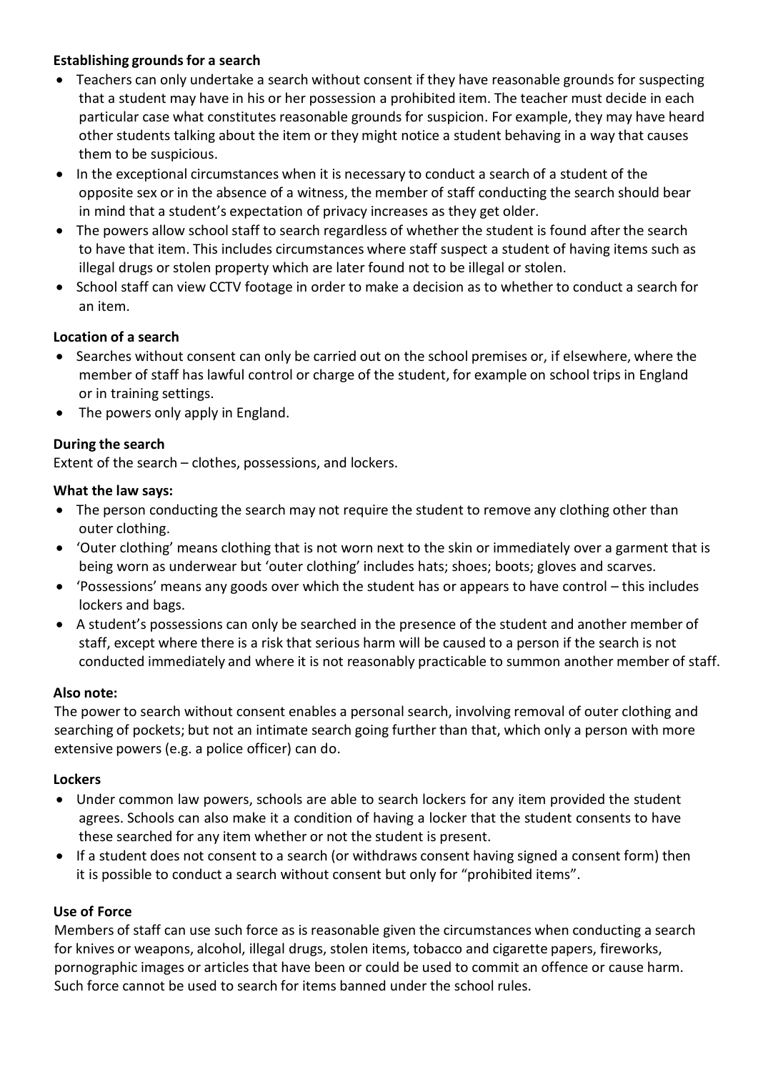**Establishing grounds for a search**

- Teachers can only undertake a search without consent if they have reasonable grounds for suspecting that a student may have in his or her possession a prohibited item. The teacher must decide in each particular case what constitutes reasonable grounds for suspicion. For example, they may have heard other students talking about the item or they might notice a student behaving in a way that causes them to be suspicious.
- In the exceptional circumstances when it is necessary to conduct a search of a student of the opposite sex or in the absence of a witness, the member of staff conducting the search should bear in mind that a student's expectation of privacy increases as they get older.
- The powers allow school staff to search regardless of whether the student is found after the search to have that item. This includes circumstances where staff suspect a student of having items such as illegal drugs or stolen property which are later found not to be illegal or stolen.
- School staff can view CCTV footage in order to make a decision as to whether to conduct a search for an item.

**Location of a search**

- Searches without consent can only be carried out on the school premises or, if elsewhere, where the member of staff has lawful control or charge of the student, for example on school trips in England or in training settings.
- The powers only apply in England.

**During the search**

Extent of the search – clothes, possessions, and lockers.

**What the law says:**

- The person conducting the search may not require the student to remove any clothing other than outer clothing.
- 'Outer clothing' means clothing that is not worn next to the skin or immediately over a garment that is being worn as underwear but 'outer clothing' includes hats; shoes; boots; gloves and scarves.
- 'Possessions' means any goods over which the student has or appears to have control – this includes lockers and bags.
- A student's possessions can only be searched in the presence of the student and another member of staff, except where there is a risk that serious harm will be caused to a person if the search is not conducted immediately and where it is not reasonably practicable to summon another member of staff.

**Also note:**

The power to search without consent enables a personal search, involving removal of outer clothing and searching of pockets; but not an intimate search going further than that, which only a person with more extensive powers (e.g. a police officer) can do.

**Lockers**

- Under common law powers, schools are able to search lockers for any item provided the student agrees. Schools can also make it a condition of having a locker that the student consents to have these searched for any item whether or not the student is present.
- If a student does not consent to a search (or withdraws consent having signed a consent form) then it is possible to conduct a search without consent but only for "prohibited items".

**Use of Force**

Members of staff can use such force as is reasonable given the circumstances when conducting a search for knives or weapons, alcohol, illegal drugs, stolen items, tobacco and cigarette papers, fireworks, pornographic images or articles that have been or could be used to commit an offence or cause harm. Such force cannot be used to search for items banned under the school rules.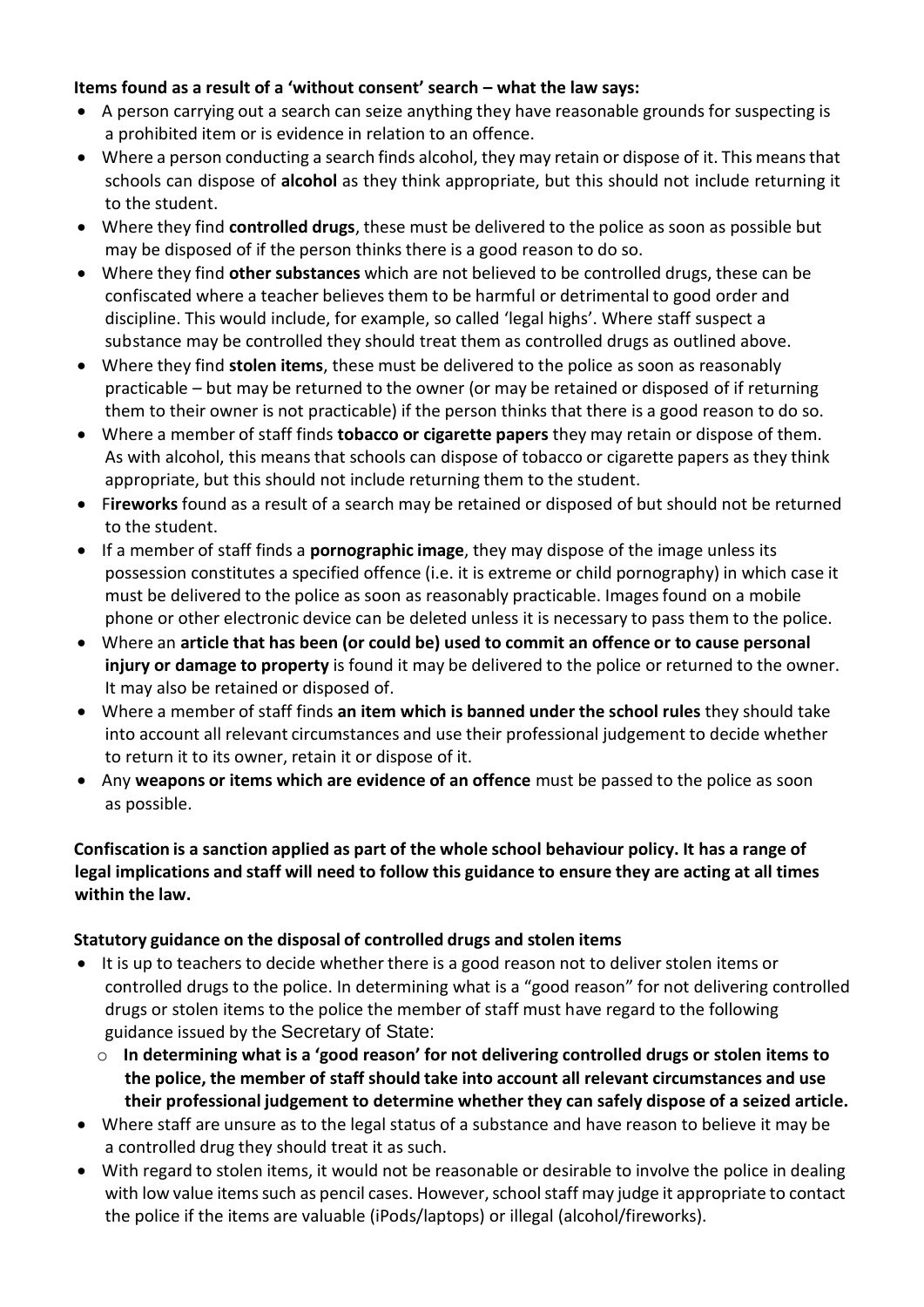**Items found as a result of a 'without consent' search – what the law says:**

- A person carrying out a search can seize anything they have reasonable grounds for suspecting is a prohibited item or is evidence in relation to an offence.
- Where a person conducting a search finds alcohol, they may retain or dispose of it. This means that schools can dispose of **alcohol** as they think appropriate, but this should not include returning it to the student.
- Where they find **controlled drugs**, these must be delivered to the police as soon as possible but may be disposed of if the person thinks there is a good reason to do so.
- Where they find **other substances** which are not believed to be controlled drugs, these can be confiscated where a teacher believes them to be harmful or detrimental to good order and discipline. This would include, for example, so called 'legal highs'. Where staff suspect a substance may be controlled they should treat them as controlled drugs as outlined above.
- Where they find **stolen items**, these must be delivered to the police as soon as reasonably practicable – but may be returned to the owner (or may be retained or disposed of if returning them to their owner is not practicable) if the person thinks that there is a good reason to do so.
- Where a member of staff finds **tobacco or cigarette papers** they may retain or dispose of them. As with alcohol, this means that schools can dispose of tobacco or cigarette papers as they think appropriate, but this should not include returning them to the student.
- F**ireworks** found as a result of a search may be retained or disposed of but should not be returned to the student.
- If a member of staff finds a **pornographic image**, they may dispose of the image unless its possession constitutes a specified offence (i.e. it is extreme or child pornography) in which case it must be delivered to the police as soon as reasonably practicable. Images found on a mobile phone or other electronic device can be deleted unless it is necessary to pass them to the police.
- Where an **article that has been (or could be) used to commit an offence or to cause personal injury or damage to property** is found it may be delivered to the police or returned to the owner. It may also be retained or disposed of.
- Where a member of staff finds **an item which is banned under the school rules** they should take into account all relevant circumstances and use their professional judgement to decide whether to return it to its owner, retain it or dispose of it.
- Any **weapons or items which are evidence of an offence** must be passed to the police as soon as possible.

**Confiscation is a sanction applied as part of the whole school behaviour policy. It has a range of legal implications and staff will need to follow this guidance to ensure they are acting at all times within the law.**

**Statutory guidance on the disposal of controlled drugs and stolen items**

- It is up to teachers to decide whether there is a good reason not to deliver stolen items or controlled drugs to the police. In determining what is a "good reason" for not delivering controlled drugs or stolen items to the police the member of staff must have regard to the following guidance issued by the Secretary of State:
  - **In determining what is a 'good reason' for not delivering controlled drugs or stolen items to the police, the member of staff should take into account all relevant circumstances and use their professional judgement to determine whether they can safely dispose of a seized article.**
- Where staff are unsure as to the legal status of a substance and have reason to believe it may be a controlled drug they should treat it as such.
- With regard to stolen items, it would not be reasonable or desirable to involve the police in dealing with low value items such as pencil cases. However, school staff may judge it appropriate to contact the police if the items are valuable (iPods/laptops) or illegal (alcohol/fireworks).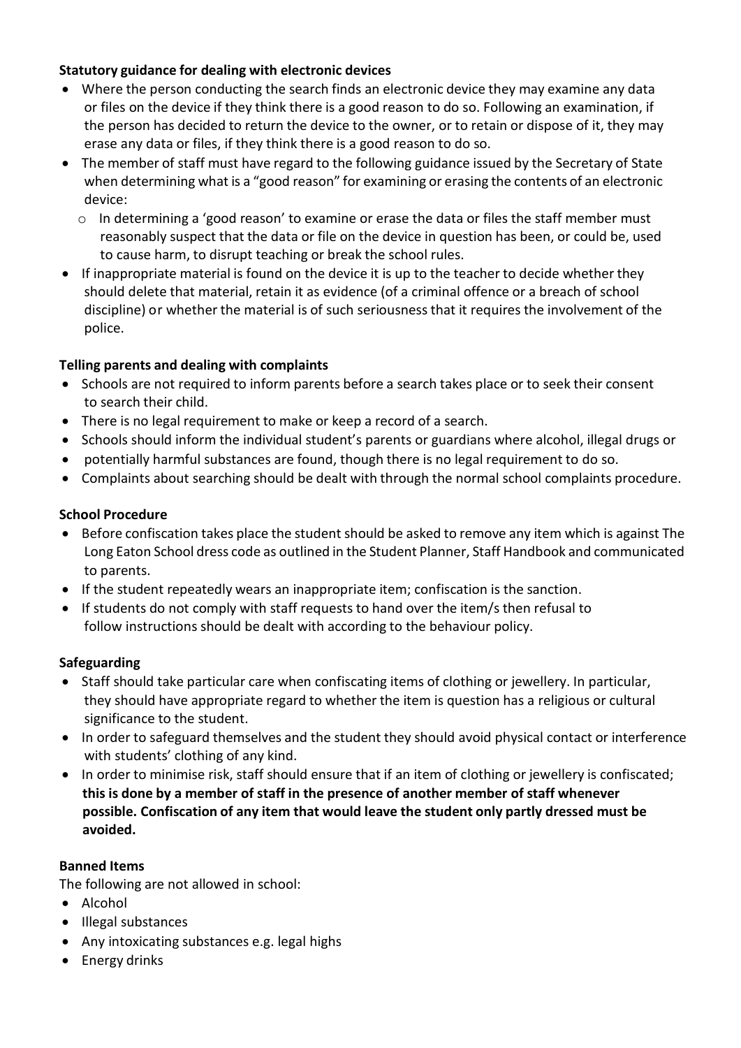**Statutory guidance for dealing with electronic devices**

- Where the person conducting the search finds an electronic device they may examine any data or files on the device if they think there is a good reason to do so. Following an examination, if the person has decided to return the device to the owner, or to retain or dispose of it, they may erase any data or files, if they think there is a good reason to do so.
- The member of staff must have regard to the following guidance issued by the Secretary of State when determining what is a "good reason" for examining or erasing the contents of an electronic device:
    - In determining a 'good reason' to examine or erase the data or files the staff member must reasonably suspect that the data or file on the device in question has been, or could be, used to cause harm, to disrupt teaching or break the school rules.
- If inappropriate material is found on the device it is up to the teacher to decide whether they should delete that material, retain it as evidence (of a criminal offence or a breach of school discipline) or whether the material is of such seriousness that it requires the involvement of the police.

**Telling parents and dealing with complaints**

- Schools are not required to inform parents before a search takes place or to seek their consent to search their child.
- There is no legal requirement to make or keep a record of a search.
- Schools should inform the individual student's parents or guardians where alcohol, illegal drugs or
- potentially harmful substances are found, though there is no legal requirement to do so.
- Complaints about searching should be dealt with through the normal school complaints procedure.

**School Procedure**

- Before confiscation takes place the student should be asked to remove any item which is against The Long Eaton School dress code as outlined in the Student Planner, Staff Handbook and communicated to parents.
- If the student repeatedly wears an inappropriate item; confiscation is the sanction.
- If students do not comply with staff requests to hand over the item/s then refusal to follow instructions should be dealt with according to the behaviour policy.

**Safeguarding**

- Staff should take particular care when confiscating items of clothing or jewellery. In particular, they should have appropriate regard to whether the item is question has a religious or cultural significance to the student.
- In order to safeguard themselves and the student they should avoid physical contact or interference with students' clothing of any kind.
- In order to minimise risk, staff should ensure that if an item of clothing or jewellery is confiscated; **this is done by a member of staff in the presence of another member of staff whenever possible. Confiscation of any item that would leave the student only partly dressed must be avoided.**

**Banned Items**

The following are not allowed in school:

- Alcohol
- Illegal substances
- Any intoxicating substances e.g. legal highs
- Energy drinks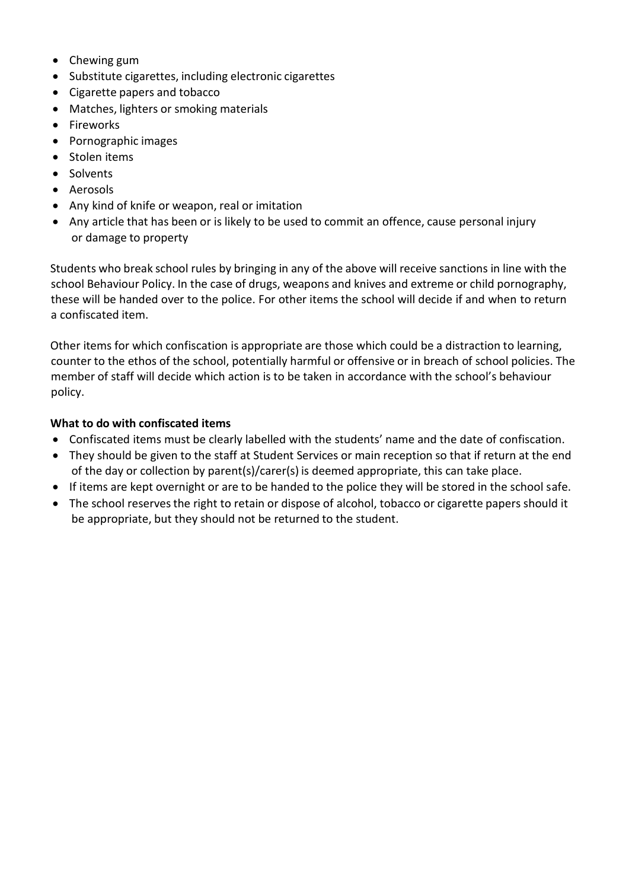- Chewing gum
- Substitute cigarettes, including electronic cigarettes
- Cigarette papers and tobacco
- Matches, lighters or smoking materials
- Fireworks
- Pornographic images
- Stolen items
- Solvents
- Aerosols
- Any kind of knife or weapon, real or imitation
- Any article that has been or is likely to be used to commit an offence, cause personal injury or damage to property

Students who break school rules by bringing in any of the above will receive sanctions in line with the school Behaviour Policy. In the case of drugs, weapons and knives and extreme or child pornography, these will be handed over to the police. For other items the school will decide if and when to return a confiscated item.

Other items for which confiscation is appropriate are those which could be a distraction to learning, counter to the ethos of the school, potentially harmful or offensive or in breach of school policies. The member of staff will decide which action is to be taken in accordance with the school's behaviour policy.

**What to do with confiscated items**

- Confiscated items must be clearly labelled with the students' name and the date of confiscation.
- They should be given to the staff at Student Services or main reception so that if return at the end of the day or collection by parent(s)/carer(s) is deemed appropriate, this can take place.
- If items are kept overnight or are to be handed to the police they will be stored in the school safe.
- The school reserves the right to retain or dispose of alcohol, tobacco or cigarette papers should it be appropriate, but they should not be returned to the student.